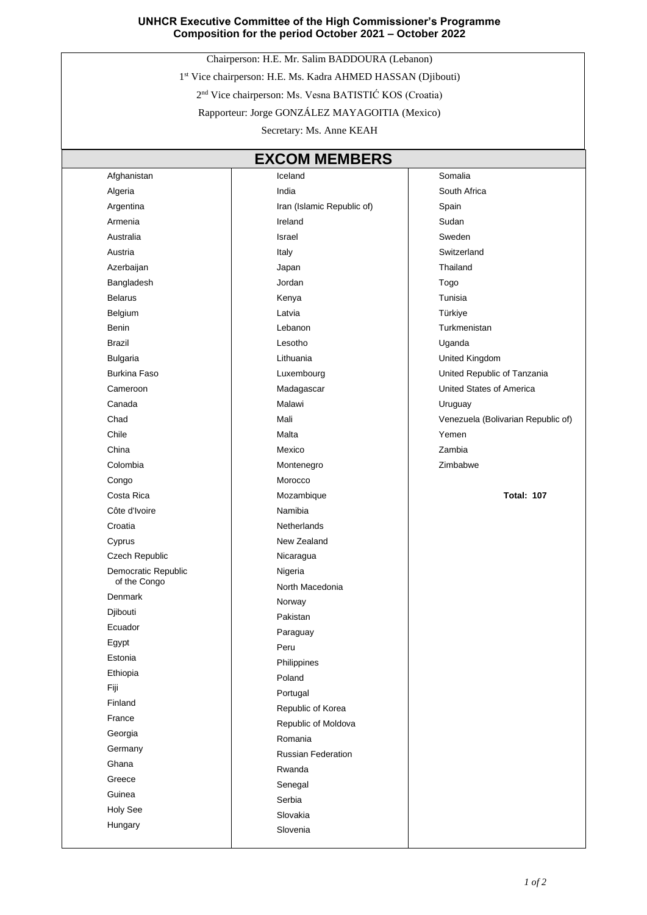**UNHCR Executive Committee of the High Commissioner's Programme**
**Composition for the period October 2021 – October 2022**

Chairperson: H.E. Mr. Salim BADDOURA (Lebanon)

1st Vice chairperson: H.E. Ms. Kadra AHMED HASSAN (Djibouti)

2nd Vice chairperson: Ms. Vesna BATISTIĆ KOS (Croatia)

Rapporteur: Jorge GONZÁLEZ MAYAGOITIA (Mexico)

Secretary: Ms. Anne KEAH

## EXCOM MEMBERS

- Afghanistan
- Algeria
- Argentina
- Armenia
- Australia
- Austria
- Azerbaijan
- Bangladesh
- Belarus
- Belgium
- Benin
- Brazil
- Bulgaria
- Burkina Faso
- Cameroon
- Canada
- Chad
- Chile
- China
- Colombia
- Congo
- Costa Rica
- Côte d'Ivoire
- Croatia
- Cyprus
- Czech Republic
- Democratic Republic of the Congo
- Denmark
- Djibouti
- Ecuador
- Egypt
- Estonia
- Ethiopia
- Fiji
- Finland
- France
- Georgia
- Germany
- Ghana
- Greece
- Guinea
- Holy See
- Hungary
- Iceland
- India
- Iran (Islamic Republic of)
- Ireland
- Israel
- Italy
- Japan
- Jordan
- Kenya
- Latvia
- Lebanon
- Lesotho
- Lithuania
- Luxembourg
- Madagascar
- Malawi
- Mali
- Malta
- Mexico
- Montenegro
- Morocco
- Mozambique
- Namibia
- Netherlands
- New Zealand
- Nicaragua
- Nigeria
- North Macedonia
- Norway
- Pakistan
- Paraguay
- Peru
- Philippines
- Poland
- Portugal
- Republic of Korea
- Republic of Moldova
- Romania
- Russian Federation
- Rwanda
- Senegal
- Serbia
- Slovakia
- Slovenia
- Somalia
- South Africa
- Spain
- Sudan
- Sweden
- Switzerland
- Thailand
- Togo
- Tunisia
- Türkiye
- Turkmenistan
- Uganda
- United Kingdom
- United Republic of Tanzania
- United States of America
- Uruguay
- Venezuela (Bolivarian Republic of)
- Yemen
- Zambia
- Zimbabwe

**Total: 107**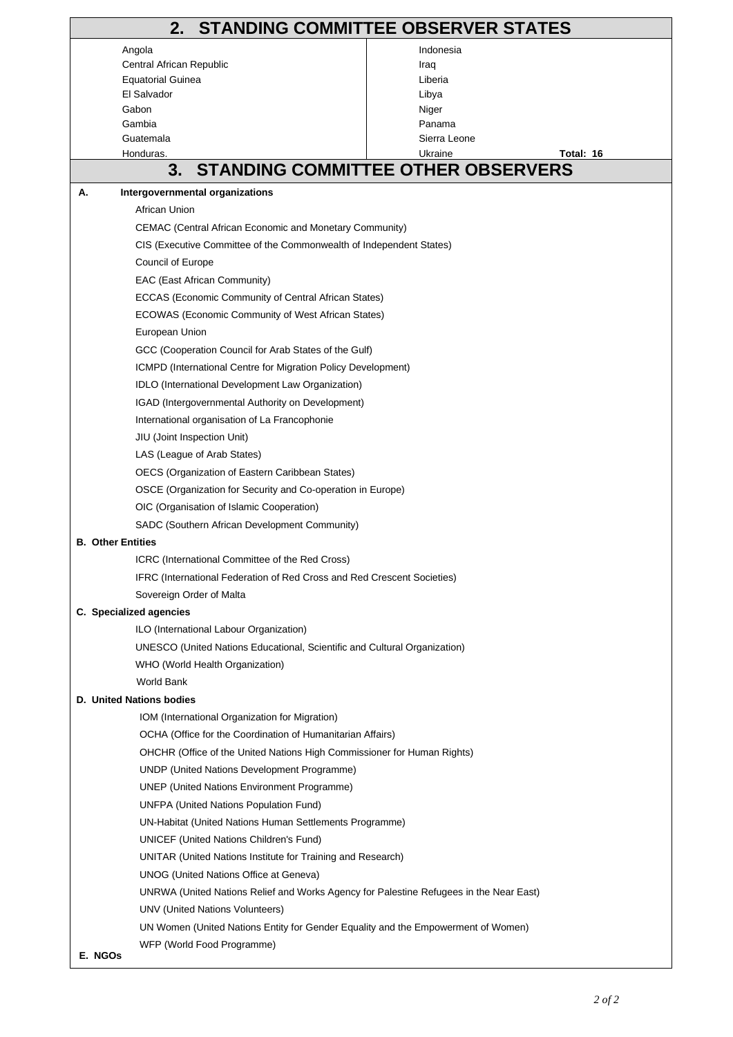## 2. STANDING COMMITTEE OBSERVER STATES

| | | |
|---|---|---|
| Angola | Indonesia | |
| Central African Republic | Iraq | |
| Equatorial Guinea | Liberia | |
| El Salvador | Libya | |
| Gabon | Niger | |
| Gambia | Panama | |
| Guatemala | Sierra Leone | |
| Honduras. | Ukraine | **Total: 16** |

## 3. STANDING COMMITTEE OTHER OBSERVERS

**A. Intergovernmental organizations**

- African Union
- CEMAC (Central African Economic and Monetary Community)
- CIS (Executive Committee of the Commonwealth of Independent States)
- Council of Europe
- EAC (East African Community)
- ECCAS (Economic Community of Central African States)
- ECOWAS (Economic Community of West African States)
- European Union
- GCC (Cooperation Council for Arab States of the Gulf)
- ICMPD (International Centre for Migration Policy Development)
- IDLO (International Development Law Organization)
- IGAD (Intergovernmental Authority on Development)
- International organisation of La Francophonie
- JIU (Joint Inspection Unit)
- LAS (League of Arab States)
- OECS (Organization of Eastern Caribbean States)
- OSCE (Organization for Security and Co-operation in Europe)
- OIC (Organisation of Islamic Cooperation)
- SADC (Southern African Development Community)

**B. Other Entities**

- ICRC (International Committee of the Red Cross)
- IFRC (International Federation of Red Cross and Red Crescent Societies)
- Sovereign Order of Malta

**C. Specialized agencies**

- ILO (International Labour Organization)
- UNESCO (United Nations Educational, Scientific and Cultural Organization)
- WHO (World Health Organization)
- World Bank

**D. United Nations bodies**

- IOM (International Organization for Migration)
- OCHA (Office for the Coordination of Humanitarian Affairs)
- OHCHR (Office of the United Nations High Commissioner for Human Rights)
- UNDP (United Nations Development Programme)
- UNEP (United Nations Environment Programme)
- UNFPA (United Nations Population Fund)
- UN-Habitat (United Nations Human Settlements Programme)
- UNICEF (United Nations Children's Fund)
- UNITAR (United Nations Institute for Training and Research)
- UNOG (United Nations Office at Geneva)
- UNRWA (United Nations Relief and Works Agency for Palestine Refugees in the Near East)
- UNV (United Nations Volunteers)
- UN Women (United Nations Entity for Gender Equality and the Empowerment of Women)
- WFP (World Food Programme)

**E. NGOs**